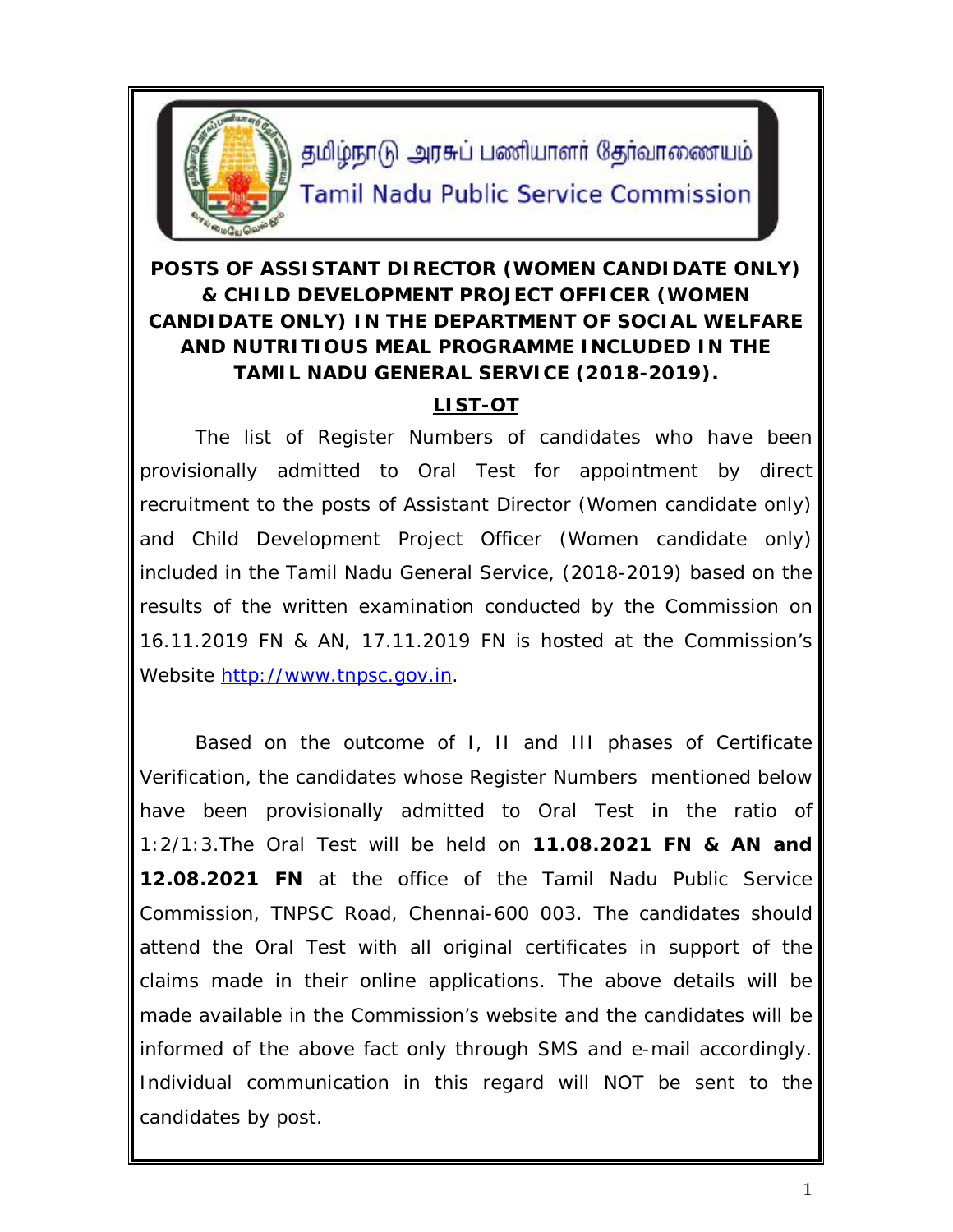தமிழ்நாடு அரசுப் பணியாளர் தேர்வாணையம்

Tamil Nadu Public Service Commission

# POSTS OF ASSISTANT DIRECTOR (WOMEN CANDIDATE ONLY) & CHILD DEVELOPMENT PROJECT OFFICER (WOMEN CANDIDATE ONLY) IN THE DEPARTMENT OF SOCIAL WELFARE AND NUTRITIOUS MEAL PROGRAMME INCLUDED IN THE TAMIL NADU GENERAL SERVICE (2018-2019).

## LIST-OT

The list of Register Numbers of candidates who have been provisionally admitted to Oral Test for appointment by direct recruitment to the posts of Assistant Director (Women candidate only) and Child Development Project Officer (Women candidate only) included in the Tamil Nadu General Service, (2018-2019) based on the results of the written examination conducted by the Commission on 16.11.2019 FN & AN, 17.11.2019 FN is hosted at the Commission's Website http://www.tnpsc.gov.in.

Based on the outcome of I, II and III phases of Certificate Verification, the candidates whose Register Numbers mentioned below have been provisionally admitted to Oral Test in the ratio of 1:2/1:3.The Oral Test will be held on **11.08.2021 FN & AN and 12.08.2021 FN** at the office of the Tamil Nadu Public Service Commission, TNPSC Road, Chennai-600 003. The candidates should attend the Oral Test with all original certificates in support of the claims made in their online applications. The above details will be made available in the Commission's website and the candidates will be informed of the above fact only through SMS and e-mail accordingly. Individual communication in this regard will NOT be sent to the candidates by post.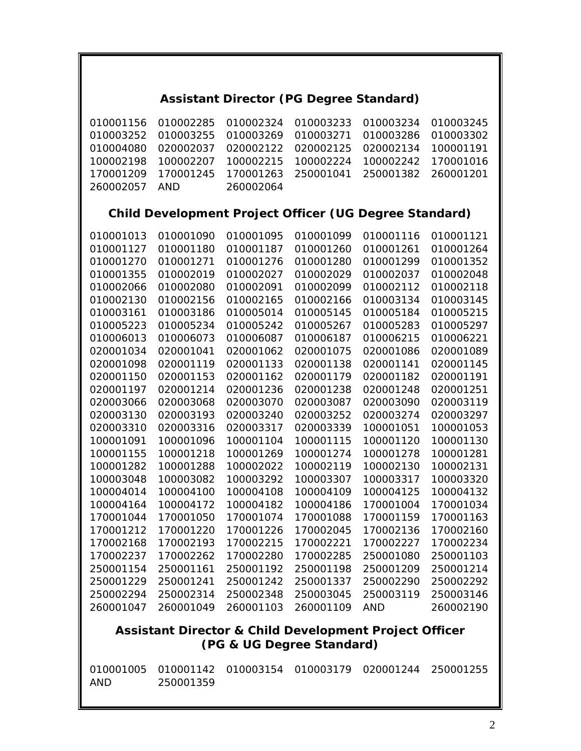## Assistant Director (PG Degree Standard)

010001156 010002285 010002324 010003233 010003234 010003245
010003252 010003255 010003269 010003271 010003286 010003302
010004080 020002037 020002122 020002125 020002134 100001191
100002198 100002207 100002215 100002224 100002242 170001016
170001209 170001245 170001263 250001041 250001382 260001201
260002057 AND 260002064

## Child Development Project Officer (UG Degree Standard)

010001013 010001090 010001095 010001099 010001116 010001121
010001127 010001180 010001187 010001260 010001261 010001264
010001270 010001271 010001276 010001280 010001299 010001352
010001355 010002019 010002027 010002029 010002037 010002048
010002066 010002080 010002091 010002099 010002112 010002118
010002130 010002156 010002165 010002166 010003134 010003145
010003161 010003186 010005014 010005145 010005184 010005215
010005223 010005234 010005242 010005267 010005283 010005297
010006013 010006073 010006087 010006187 010006215 010006221
020001034 020001041 020001062 020001075 020001086 020001089
020001098 020001119 020001133 020001138 020001141 020001145
020001150 020001153 020001162 020001179 020001182 020001191
020001197 020001214 020001236 020001238 020001248 020001251
020003066 020003068 020003070 020003087 020003090 020003119
020003130 020003193 020003240 020003252 020003274 020003297
020003310 020003316 020003317 020003339 100001051 100001053
100001091 100001096 100001104 100001115 100001120 100001130
100001155 100001218 100001269 100001274 100001278 100001281
100001282 100001288 100002022 100002119 100002130 100002131
100003048 100003082 100003292 100003307 100003317 100003320
100004014 100004100 100004108 100004109 100004125 100004132
100004164 100004172 100004182 100004186 170001004 170001034
170001044 170001050 170001074 170001088 170001159 170001163
170001212 170001220 170001226 170002045 170002136 170002160
170002168 170002193 170002215 170002221 170002227 170002234
170002237 170002262 170002280 170002285 250001080 250001103
250001154 250001161 250001192 250001198 250001209 250001214
250001229 250001241 250001242 250001337 250002290 250002292
250002294 250002314 250002348 250003045 250003119 250003146
260001047 260001049 260001103 260001109 AND 260002190

## Assistant Director & Child Development Project Officer (PG & UG Degree Standard)

010001005 010001142 010003154 010003179 020001244 250001255
AND 250001359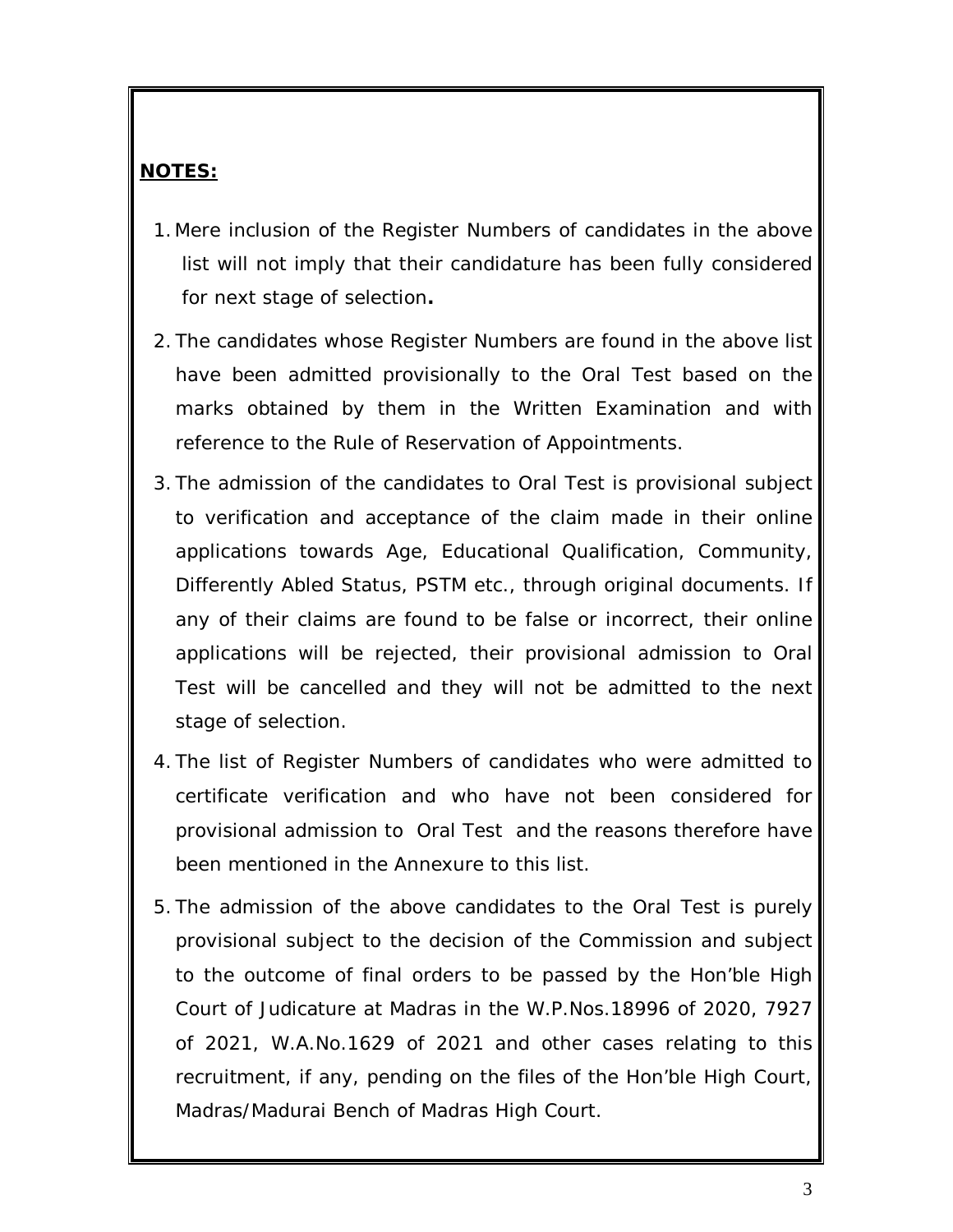**NOTES:**

1. Mere inclusion of the Register Numbers of candidates in the above list will not imply that their candidature has been fully considered for next stage of selection**.**
2. The candidates whose Register Numbers are found in the above list have been admitted provisionally to the Oral Test based on the marks obtained by them in the Written Examination and with reference to the Rule of Reservation of Appointments.
3. The admission of the candidates to Oral Test is provisional subject to verification and acceptance of the claim made in their online applications towards Age, Educational Qualification, Community, Differently Abled Status, PSTM etc., through original documents. If any of their claims are found to be false or incorrect, their online applications will be rejected, their provisional admission to Oral Test will be cancelled and they will not be admitted to the next stage of selection.
4. The list of Register Numbers of candidates who were admitted to certificate verification and who have not been considered for provisional admission to Oral Test and the reasons therefore have been mentioned in the Annexure to this list.
5. The admission of the above candidates to the Oral Test is purely provisional subject to the decision of the Commission and subject to the outcome of final orders to be passed by the Hon'ble High Court of Judicature at Madras in the W.P.Nos.18996 of 2020, 7927 of 2021, W.A.No.1629 of 2021 and other cases relating to this recruitment, if any, pending on the files of the Hon'ble High Court, Madras/Madurai Bench of Madras High Court.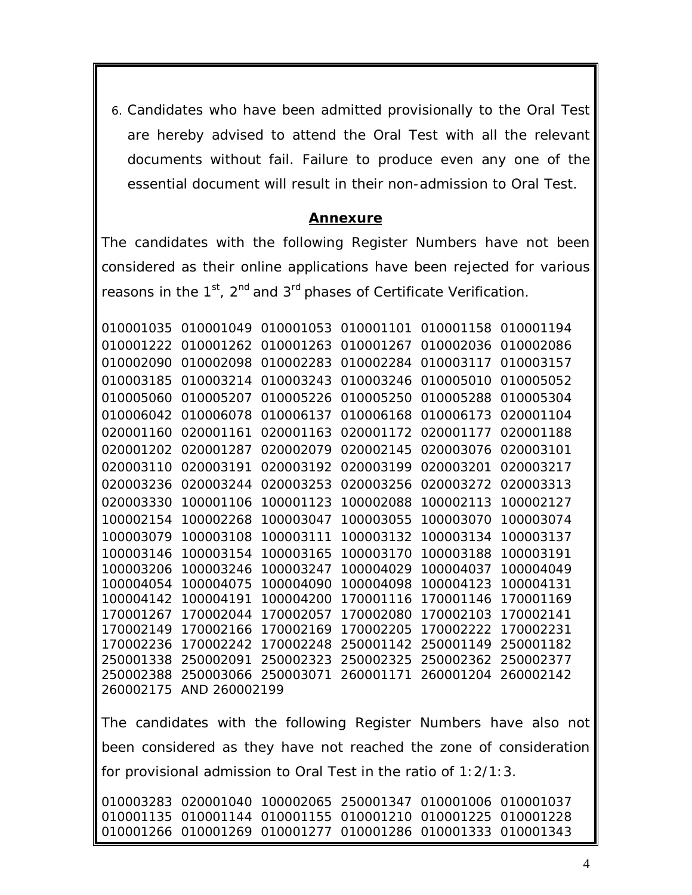6. Candidates who have been admitted provisionally to the Oral Test are hereby advised to attend the Oral Test with all the relevant documents without fail. Failure to produce even any one of the essential document will result in their non-admission to Oral Test.

## Annexure

The candidates with the following Register Numbers have not been considered as their online applications have been rejected for various reasons in the 1st, 2nd and 3rd phases of Certificate Verification.

010001035 010001049 010001053 010001101 010001158 010001194
010001222 010001262 010001263 010001267 010002036 010002086
010002090 010002098 010002283 010002284 010003117 010003157
010003185 010003214 010003243 010003246 010005010 010005052
010005060 010005207 010005226 010005250 010005288 010005304
010006042 010006078 010006137 010006168 010006173 020001104
020001160 020001161 020001163 020001172 020001177 020001188
020001202 020001287 020002079 020002145 020003076 020003101
020003110 020003191 020003192 020003199 020003201 020003217
020003236 020003244 020003253 020003256 020003272 020003313
020003330 100001106 100001123 100002088 100002113 100002127
100002154 100002268 100003047 100003055 100003070 100003074
100003079 100003108 100003111 100003132 100003134 100003137
100003146 100003154 100003165 100003170 100003188 100003191
100003206 100003246 100003247 100004029 100004037 100004049
100004054 100004075 100004090 100004098 100004123 100004131
100004142 100004191 100004200 170001116 170001146 170001169
170001267 170002044 170002057 170002080 170002103 170002141
170002149 170002166 170002169 170002205 170002222 170002231
170002236 170002242 170002248 250001142 250001149 250001182
250001338 250002091 250002323 250002325 250002362 250002377
250002388 250003066 250003071 260001171 260001204 260002142
260002175 AND 260002199

The candidates with the following Register Numbers have also not been considered as they have not reached the zone of consideration for provisional admission to Oral Test in the ratio of 1:2/1:3.

010003283 020001040 100002065 250001347 010001006 010001037
010001135 010001144 010001155 010001210 010001225 010001228
010001266 010001269 010001277 010001286 010001333 010001343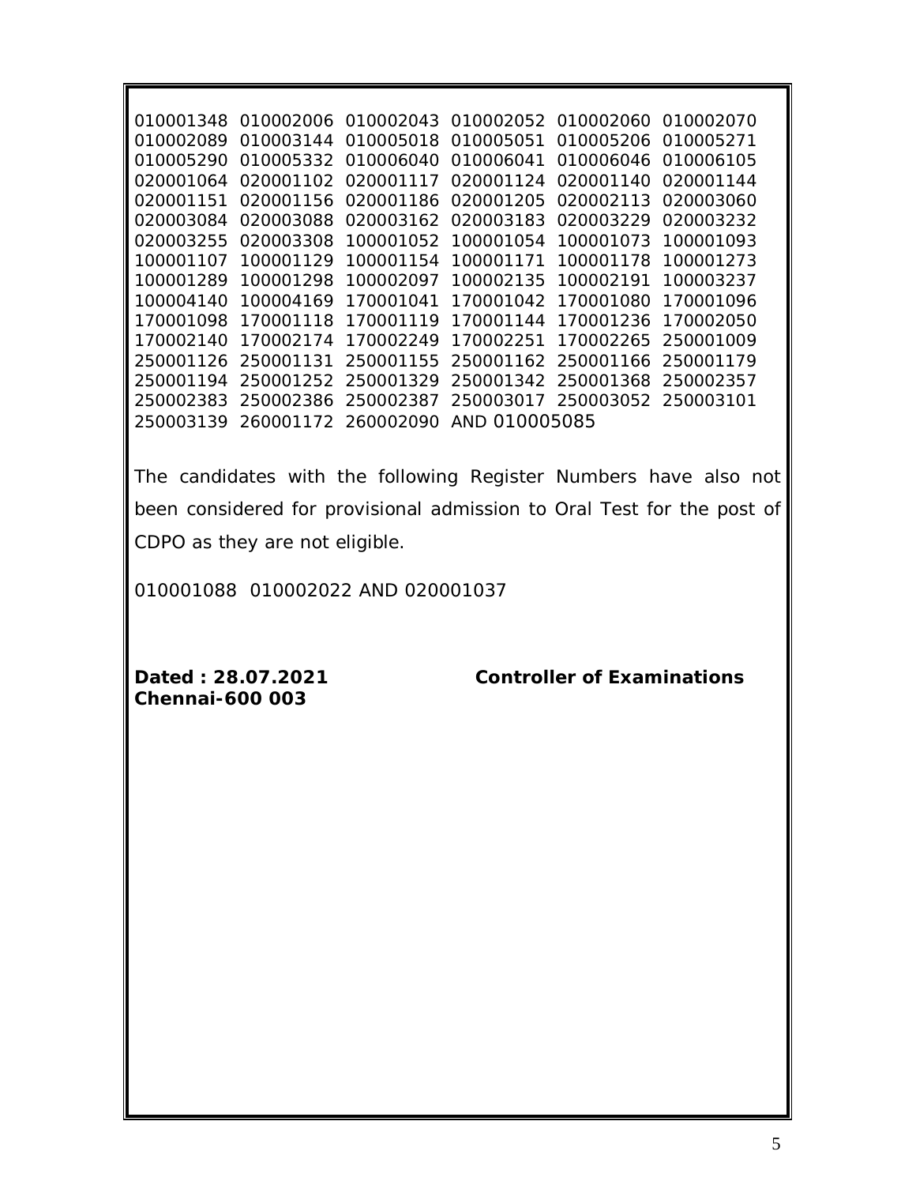010001348 010002006 010002043 010002052 010002060 010002070
010002089 010003144 010005018 010005051 010005206 010005271
010005290 010005332 010006040 010006041 010006046 010006105
020001064 020001102 020001117 020001124 020001140 020001144
020001151 020001156 020001186 020001205 020002113 020003060
020003084 020003088 020003162 020003183 020003229 020003232
020003255 020003308 100001052 100001054 100001073 100001093
100001107 100001129 100001154 100001171 100001178 100001273
100001289 100001298 100002097 100002135 100002191 100003237
100004140 100004169 170001041 170001042 170001080 170001096
170001098 170001118 170001119 170001144 170001236 170002050
170002140 170002174 170002249 170002251 170002265 250001009
250001126 250001131 250001155 250001162 250001166 250001179
250001194 250001252 250001329 250001342 250001368 250002357
250002383 250002386 250002387 250003017 250003052 250003101
250003139 260001172 260002090 AND 010005085

The candidates with the following Register Numbers have also not been considered for provisional admission to Oral Test for the post of CDPO as they are not eligible.

010001088 010002022 AND 020001037

**Dated : 28.07.2021** **Controller of Examinations**
**Chennai-600 003**